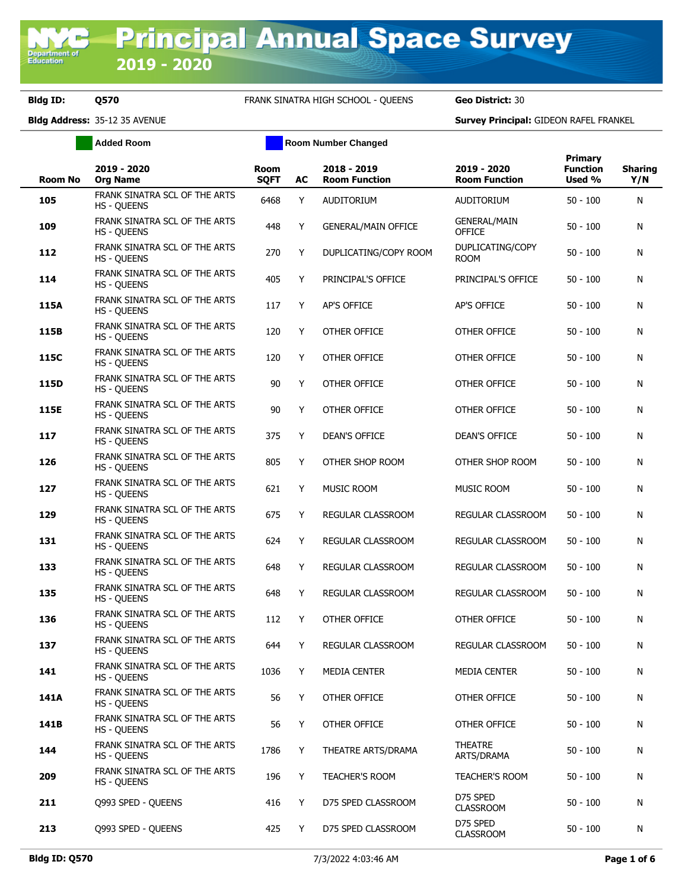# Principal Annual Space Survey

## 2019 - 2020

**Bldg ID:** Q570 FRANK SINATRA HIGH SCHOOL - QUEENS **Geo District:** 30

**Bldg Address:** 35-12 35 AVENUE **Survey Principal:** GIDEON RAFEL FRANKEL

Added Room | Room Number Changed

| Room No | 2019 - 2020 Org Name | Room SQFT | AC | 2018 - 2019 Room Function | 2019 - 2020 Room Function | Primary Function Used % | Sharing Y/N |
|---|---|---|---|---|---|---|---|
| 105 | FRANK SINATRA SCL OF THE ARTS HS - QUEENS | 6468 | Y | AUDITORIUM | AUDITORIUM | 50 - 100 | N |
| 109 | FRANK SINATRA SCL OF THE ARTS HS - QUEENS | 448 | Y | GENERAL/MAIN OFFICE | GENERAL/MAIN OFFICE | 50 - 100 | N |
| 112 | FRANK SINATRA SCL OF THE ARTS HS - QUEENS | 270 | Y | DUPLICATING/COPY ROOM | DUPLICATING/COPY ROOM | 50 - 100 | N |
| 114 | FRANK SINATRA SCL OF THE ARTS HS - QUEENS | 405 | Y | PRINCIPAL'S OFFICE | PRINCIPAL'S OFFICE | 50 - 100 | N |
| 115A | FRANK SINATRA SCL OF THE ARTS HS - QUEENS | 117 | Y | AP'S OFFICE | AP'S OFFICE | 50 - 100 | N |
| 115B | FRANK SINATRA SCL OF THE ARTS HS - QUEENS | 120 | Y | OTHER OFFICE | OTHER OFFICE | 50 - 100 | N |
| 115C | FRANK SINATRA SCL OF THE ARTS HS - QUEENS | 120 | Y | OTHER OFFICE | OTHER OFFICE | 50 - 100 | N |
| 115D | FRANK SINATRA SCL OF THE ARTS HS - QUEENS | 90 | Y | OTHER OFFICE | OTHER OFFICE | 50 - 100 | N |
| 115E | FRANK SINATRA SCL OF THE ARTS HS - QUEENS | 90 | Y | OTHER OFFICE | OTHER OFFICE | 50 - 100 | N |
| 117 | FRANK SINATRA SCL OF THE ARTS HS - QUEENS | 375 | Y | DEAN'S OFFICE | DEAN'S OFFICE | 50 - 100 | N |
| 126 | FRANK SINATRA SCL OF THE ARTS HS - QUEENS | 805 | Y | OTHER SHOP ROOM | OTHER SHOP ROOM | 50 - 100 | N |
| 127 | FRANK SINATRA SCL OF THE ARTS HS - QUEENS | 621 | Y | MUSIC ROOM | MUSIC ROOM | 50 - 100 | N |
| 129 | FRANK SINATRA SCL OF THE ARTS HS - QUEENS | 675 | Y | REGULAR CLASSROOM | REGULAR CLASSROOM | 50 - 100 | N |
| 131 | FRANK SINATRA SCL OF THE ARTS HS - QUEENS | 624 | Y | REGULAR CLASSROOM | REGULAR CLASSROOM | 50 - 100 | N |
| 133 | FRANK SINATRA SCL OF THE ARTS HS - QUEENS | 648 | Y | REGULAR CLASSROOM | REGULAR CLASSROOM | 50 - 100 | N |
| 135 | FRANK SINATRA SCL OF THE ARTS HS - QUEENS | 648 | Y | REGULAR CLASSROOM | REGULAR CLASSROOM | 50 - 100 | N |
| 136 | FRANK SINATRA SCL OF THE ARTS HS - QUEENS | 112 | Y | OTHER OFFICE | OTHER OFFICE | 50 - 100 | N |
| 137 | FRANK SINATRA SCL OF THE ARTS HS - QUEENS | 644 | Y | REGULAR CLASSROOM | REGULAR CLASSROOM | 50 - 100 | N |
| 141 | FRANK SINATRA SCL OF THE ARTS HS - QUEENS | 1036 | Y | MEDIA CENTER | MEDIA CENTER | 50 - 100 | N |
| 141A | FRANK SINATRA SCL OF THE ARTS HS - QUEENS | 56 | Y | OTHER OFFICE | OTHER OFFICE | 50 - 100 | N |
| 141B | FRANK SINATRA SCL OF THE ARTS HS - QUEENS | 56 | Y | OTHER OFFICE | OTHER OFFICE | 50 - 100 | N |
| 144 | FRANK SINATRA SCL OF THE ARTS HS - QUEENS | 1786 | Y | THEATRE ARTS/DRAMA | THEATRE ARTS/DRAMA | 50 - 100 | N |
| 209 | FRANK SINATRA SCL OF THE ARTS HS - QUEENS | 196 | Y | TEACHER'S ROOM | TEACHER'S ROOM | 50 - 100 | N |
| 211 | Q993 SPED - QUEENS | 416 | Y | D75 SPED CLASSROOM | D75 SPED CLASSROOM | 50 - 100 | N |
| 213 | Q993 SPED - QUEENS | 425 | Y | D75 SPED CLASSROOM | D75 SPED CLASSROOM | 50 - 100 | N |

Bldg ID: Q570 7/3/2022 4:03:46 AM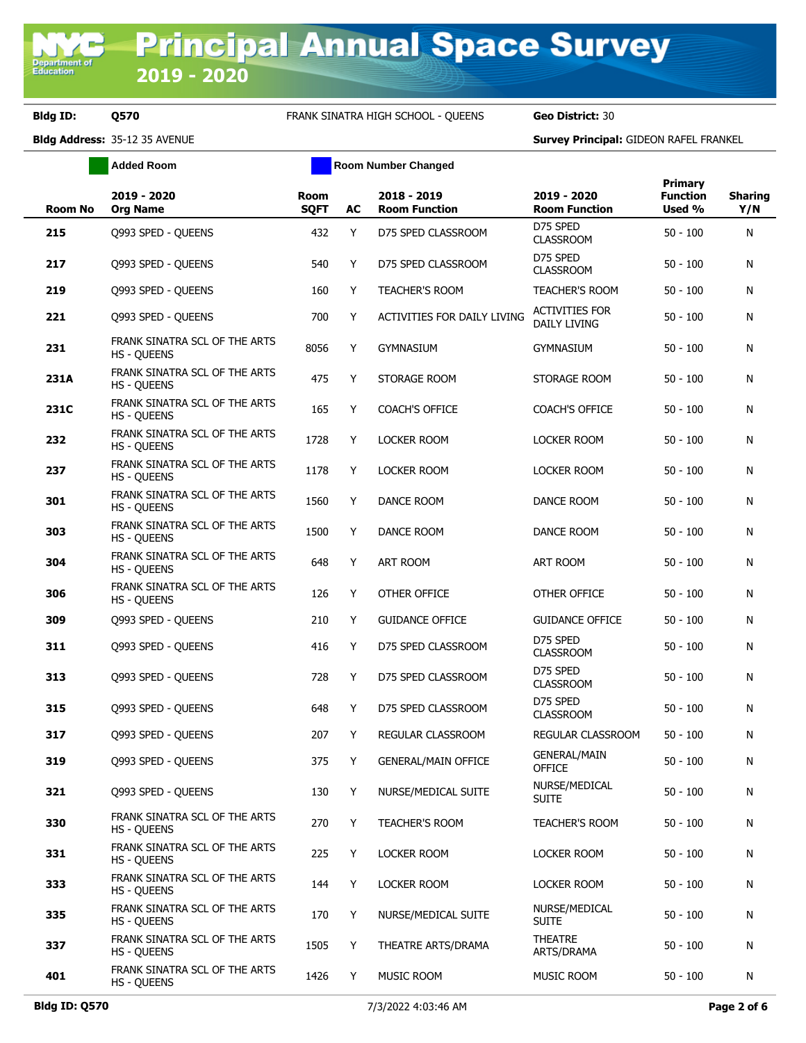**Bldg ID:** Q570 FRANK SINATRA HIGH SCHOOL - QUEENS **Geo District:** 30

**Bldg Address:** 35-12 35 AVENUE **Survey Principal:** GIDEON RAFEL FRANKEL

Added Room | Room Number Changed

| Room No | 2019 - 2020 Org Name | Room SQFT | AC | 2018 - 2019 Room Function | 2019 - 2020 Room Function | Primary Function Used % | Sharing Y/N |
|---|---|---|---|---|---|---|---|
| 215 | Q993 SPED - QUEENS | 432 | Y | D75 SPED CLASSROOM | D75 SPED CLASSROOM | 50 - 100 | N |
| 217 | Q993 SPED - QUEENS | 540 | Y | D75 SPED CLASSROOM | D75 SPED CLASSROOM | 50 - 100 | N |
| 219 | Q993 SPED - QUEENS | 160 | Y | TEACHER'S ROOM | TEACHER'S ROOM | 50 - 100 | N |
| 221 | Q993 SPED - QUEENS | 700 | Y | ACTIVITIES FOR DAILY LIVING | ACTIVITIES FOR DAILY LIVING | 50 - 100 | N |
| 231 | FRANK SINATRA SCL OF THE ARTS HS - QUEENS | 8056 | Y | GYMNASIUM | GYMNASIUM | 50 - 100 | N |
| 231A | FRANK SINATRA SCL OF THE ARTS HS - QUEENS | 475 | Y | STORAGE ROOM | STORAGE ROOM | 50 - 100 | N |
| 231C | FRANK SINATRA SCL OF THE ARTS HS - QUEENS | 165 | Y | COACH'S OFFICE | COACH'S OFFICE | 50 - 100 | N |
| 232 | FRANK SINATRA SCL OF THE ARTS HS - QUEENS | 1728 | Y | LOCKER ROOM | LOCKER ROOM | 50 - 100 | N |
| 237 | FRANK SINATRA SCL OF THE ARTS HS - QUEENS | 1178 | Y | LOCKER ROOM | LOCKER ROOM | 50 - 100 | N |
| 301 | FRANK SINATRA SCL OF THE ARTS HS - QUEENS | 1560 | Y | DANCE ROOM | DANCE ROOM | 50 - 100 | N |
| 303 | FRANK SINATRA SCL OF THE ARTS HS - QUEENS | 1500 | Y | DANCE ROOM | DANCE ROOM | 50 - 100 | N |
| 304 | FRANK SINATRA SCL OF THE ARTS HS - QUEENS | 648 | Y | ART ROOM | ART ROOM | 50 - 100 | N |
| 306 | FRANK SINATRA SCL OF THE ARTS HS - QUEENS | 126 | Y | OTHER OFFICE | OTHER OFFICE | 50 - 100 | N |
| 309 | Q993 SPED - QUEENS | 210 | Y | GUIDANCE OFFICE | GUIDANCE OFFICE | 50 - 100 | N |
| 311 | Q993 SPED - QUEENS | 416 | Y | D75 SPED CLASSROOM | D75 SPED CLASSROOM | 50 - 100 | N |
| 313 | Q993 SPED - QUEENS | 728 | Y | D75 SPED CLASSROOM | D75 SPED CLASSROOM | 50 - 100 | N |
| 315 | Q993 SPED - QUEENS | 648 | Y | D75 SPED CLASSROOM | D75 SPED CLASSROOM | 50 - 100 | N |
| 317 | Q993 SPED - QUEENS | 207 | Y | REGULAR CLASSROOM | REGULAR CLASSROOM | 50 - 100 | N |
| 319 | Q993 SPED - QUEENS | 375 | Y | GENERAL/MAIN OFFICE | GENERAL/MAIN OFFICE | 50 - 100 | N |
| 321 | Q993 SPED - QUEENS | 130 | Y | NURSE/MEDICAL SUITE | NURSE/MEDICAL SUITE | 50 - 100 | N |
| 330 | FRANK SINATRA SCL OF THE ARTS HS - QUEENS | 270 | Y | TEACHER'S ROOM | TEACHER'S ROOM | 50 - 100 | N |
| 331 | FRANK SINATRA SCL OF THE ARTS HS - QUEENS | 225 | Y | LOCKER ROOM | LOCKER ROOM | 50 - 100 | N |
| 333 | FRANK SINATRA SCL OF THE ARTS HS - QUEENS | 144 | Y | LOCKER ROOM | LOCKER ROOM | 50 - 100 | N |
| 335 | FRANK SINATRA SCL OF THE ARTS HS - QUEENS | 170 | Y | NURSE/MEDICAL SUITE | NURSE/MEDICAL SUITE | 50 - 100 | N |
| 337 | FRANK SINATRA SCL OF THE ARTS HS - QUEENS | 1505 | Y | THEATRE ARTS/DRAMA | THEATRE ARTS/DRAMA | 50 - 100 | N |
| 401 | FRANK SINATRA SCL OF THE ARTS HS - QUEENS | 1426 | Y | MUSIC ROOM | MUSIC ROOM | 50 - 100 | N |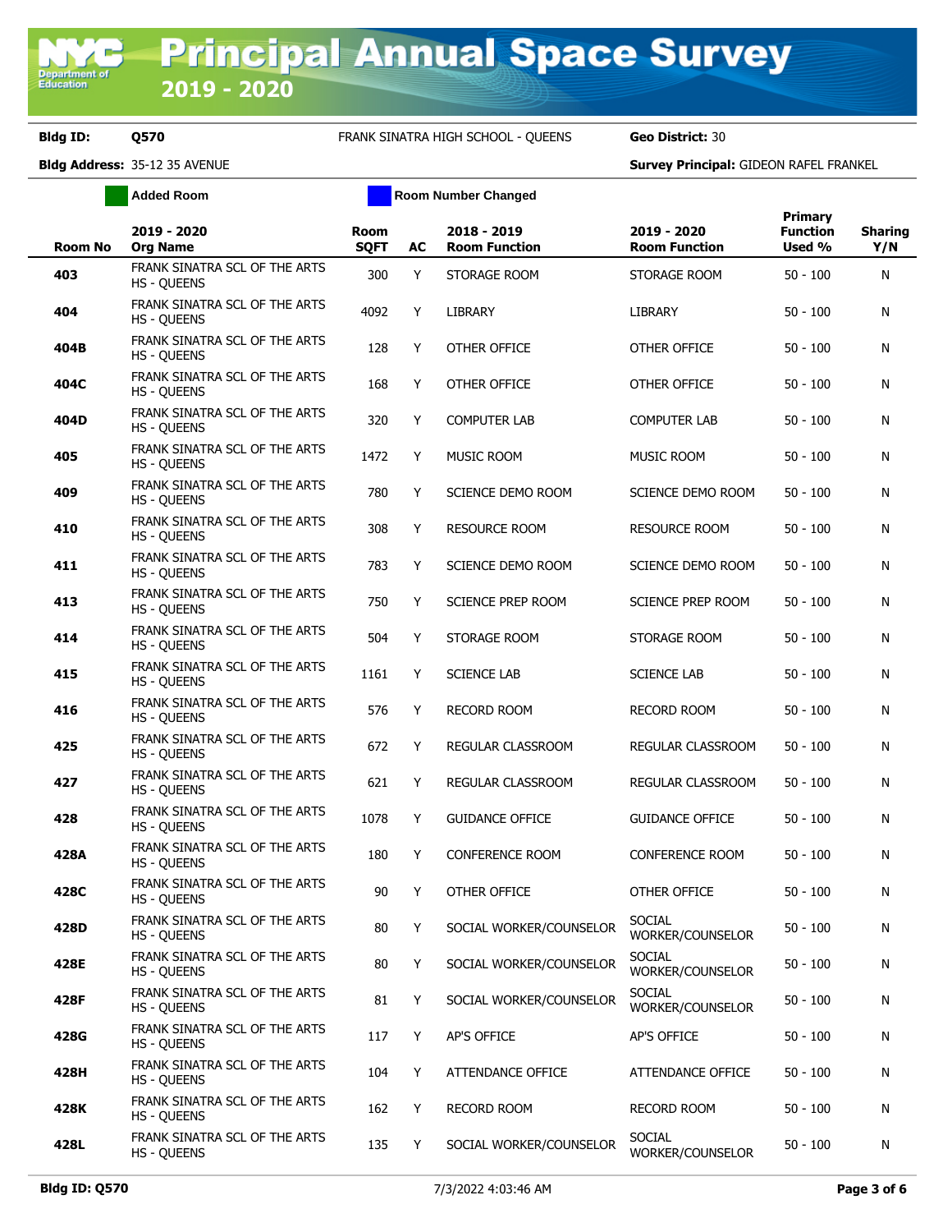# Principal Annual Space Survey 2019 - 2020

**Bldg ID:** Q570 FRANK SINATRA HIGH SCHOOL - QUEENS **Geo District:** 30

**Bldg Address:** 35-12 35 AVENUE **Survey Principal:** GIDEON RAFEL FRANKEL

Added Room | Room Number Changed

| Room No | 2019 - 2020 Org Name | Room SQFT | AC | 2018 - 2019 Room Function | 2019 - 2020 Room Function | Primary Function Used % | Sharing Y/N |
|---|---|---|---|---|---|---|---|
| 403 | FRANK SINATRA SCL OF THE ARTS HS - QUEENS | 300 | Y | STORAGE ROOM | STORAGE ROOM | 50 - 100 | N |
| 404 | FRANK SINATRA SCL OF THE ARTS HS - QUEENS | 4092 | Y | LIBRARY | LIBRARY | 50 - 100 | N |
| 404B | FRANK SINATRA SCL OF THE ARTS HS - QUEENS | 128 | Y | OTHER OFFICE | OTHER OFFICE | 50 - 100 | N |
| 404C | FRANK SINATRA SCL OF THE ARTS HS - QUEENS | 168 | Y | OTHER OFFICE | OTHER OFFICE | 50 - 100 | N |
| 404D | FRANK SINATRA SCL OF THE ARTS HS - QUEENS | 320 | Y | COMPUTER LAB | COMPUTER LAB | 50 - 100 | N |
| 405 | FRANK SINATRA SCL OF THE ARTS HS - QUEENS | 1472 | Y | MUSIC ROOM | MUSIC ROOM | 50 - 100 | N |
| 409 | FRANK SINATRA SCL OF THE ARTS HS - QUEENS | 780 | Y | SCIENCE DEMO ROOM | SCIENCE DEMO ROOM | 50 - 100 | N |
| 410 | FRANK SINATRA SCL OF THE ARTS HS - QUEENS | 308 | Y | RESOURCE ROOM | RESOURCE ROOM | 50 - 100 | N |
| 411 | FRANK SINATRA SCL OF THE ARTS HS - QUEENS | 783 | Y | SCIENCE DEMO ROOM | SCIENCE DEMO ROOM | 50 - 100 | N |
| 413 | FRANK SINATRA SCL OF THE ARTS HS - QUEENS | 750 | Y | SCIENCE PREP ROOM | SCIENCE PREP ROOM | 50 - 100 | N |
| 414 | FRANK SINATRA SCL OF THE ARTS HS - QUEENS | 504 | Y | STORAGE ROOM | STORAGE ROOM | 50 - 100 | N |
| 415 | FRANK SINATRA SCL OF THE ARTS HS - QUEENS | 1161 | Y | SCIENCE LAB | SCIENCE LAB | 50 - 100 | N |
| 416 | FRANK SINATRA SCL OF THE ARTS HS - QUEENS | 576 | Y | RECORD ROOM | RECORD ROOM | 50 - 100 | N |
| 425 | FRANK SINATRA SCL OF THE ARTS HS - QUEENS | 672 | Y | REGULAR CLASSROOM | REGULAR CLASSROOM | 50 - 100 | N |
| 427 | FRANK SINATRA SCL OF THE ARTS HS - QUEENS | 621 | Y | REGULAR CLASSROOM | REGULAR CLASSROOM | 50 - 100 | N |
| 428 | FRANK SINATRA SCL OF THE ARTS HS - QUEENS | 1078 | Y | GUIDANCE OFFICE | GUIDANCE OFFICE | 50 - 100 | N |
| 428A | FRANK SINATRA SCL OF THE ARTS HS - QUEENS | 180 | Y | CONFERENCE ROOM | CONFERENCE ROOM | 50 - 100 | N |
| 428C | FRANK SINATRA SCL OF THE ARTS HS - QUEENS | 90 | Y | OTHER OFFICE | OTHER OFFICE | 50 - 100 | N |
| 428D | FRANK SINATRA SCL OF THE ARTS HS - QUEENS | 80 | Y | SOCIAL WORKER/COUNSELOR | SOCIAL WORKER/COUNSELOR | 50 - 100 | N |
| 428E | FRANK SINATRA SCL OF THE ARTS HS - QUEENS | 80 | Y | SOCIAL WORKER/COUNSELOR | SOCIAL WORKER/COUNSELOR | 50 - 100 | N |
| 428F | FRANK SINATRA SCL OF THE ARTS HS - QUEENS | 81 | Y | SOCIAL WORKER/COUNSELOR | SOCIAL WORKER/COUNSELOR | 50 - 100 | N |
| 428G | FRANK SINATRA SCL OF THE ARTS HS - QUEENS | 117 | Y | AP'S OFFICE | AP'S OFFICE | 50 - 100 | N |
| 428H | FRANK SINATRA SCL OF THE ARTS HS - QUEENS | 104 | Y | ATTENDANCE OFFICE | ATTENDANCE OFFICE | 50 - 100 | N |
| 428K | FRANK SINATRA SCL OF THE ARTS HS - QUEENS | 162 | Y | RECORD ROOM | RECORD ROOM | 50 - 100 | N |
| 428L | FRANK SINATRA SCL OF THE ARTS HS - QUEENS | 135 | Y | SOCIAL WORKER/COUNSELOR | SOCIAL WORKER/COUNSELOR | 50 - 100 | N |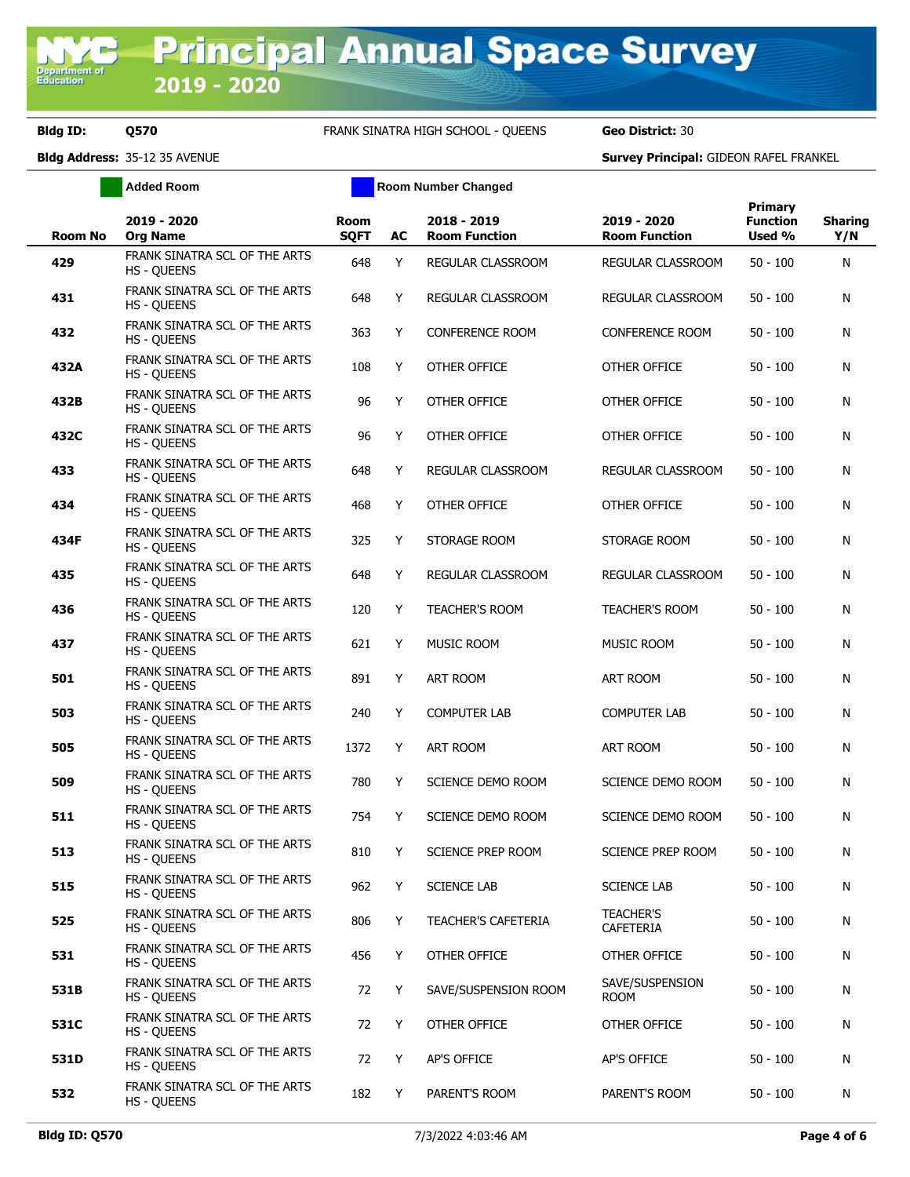# Principal Annual Space Survey 2019 - 2020

**Bldg ID:** Q570 FRANK SINATRA HIGH SCHOOL - QUEENS **Geo District:** 30

**Bldg Address:** 35-12 35 AVENUE **Survey Principal:** GIDEON RAFEL FRANKEL

Added Room | Room Number Changed

| Room No | 2019 - 2020 Org Name | Room SQFT | AC | 2018 - 2019 Room Function | 2019 - 2020 Room Function | Primary Function Used % | Sharing Y/N |
|---|---|---|---|---|---|---|---|
| 429 | FRANK SINATRA SCL OF THE ARTS HS - QUEENS | 648 | Y | REGULAR CLASSROOM | REGULAR CLASSROOM | 50 - 100 | N |
| 431 | FRANK SINATRA SCL OF THE ARTS HS - QUEENS | 648 | Y | REGULAR CLASSROOM | REGULAR CLASSROOM | 50 - 100 | N |
| 432 | FRANK SINATRA SCL OF THE ARTS HS - QUEENS | 363 | Y | CONFERENCE ROOM | CONFERENCE ROOM | 50 - 100 | N |
| 432A | FRANK SINATRA SCL OF THE ARTS HS - QUEENS | 108 | Y | OTHER OFFICE | OTHER OFFICE | 50 - 100 | N |
| 432B | FRANK SINATRA SCL OF THE ARTS HS - QUEENS | 96 | Y | OTHER OFFICE | OTHER OFFICE | 50 - 100 | N |
| 432C | FRANK SINATRA SCL OF THE ARTS HS - QUEENS | 96 | Y | OTHER OFFICE | OTHER OFFICE | 50 - 100 | N |
| 433 | FRANK SINATRA SCL OF THE ARTS HS - QUEENS | 648 | Y | REGULAR CLASSROOM | REGULAR CLASSROOM | 50 - 100 | N |
| 434 | FRANK SINATRA SCL OF THE ARTS HS - QUEENS | 468 | Y | OTHER OFFICE | OTHER OFFICE | 50 - 100 | N |
| 434F | FRANK SINATRA SCL OF THE ARTS HS - QUEENS | 325 | Y | STORAGE ROOM | STORAGE ROOM | 50 - 100 | N |
| 435 | FRANK SINATRA SCL OF THE ARTS HS - QUEENS | 648 | Y | REGULAR CLASSROOM | REGULAR CLASSROOM | 50 - 100 | N |
| 436 | FRANK SINATRA SCL OF THE ARTS HS - QUEENS | 120 | Y | TEACHER'S ROOM | TEACHER'S ROOM | 50 - 100 | N |
| 437 | FRANK SINATRA SCL OF THE ARTS HS - QUEENS | 621 | Y | MUSIC ROOM | MUSIC ROOM | 50 - 100 | N |
| 501 | FRANK SINATRA SCL OF THE ARTS HS - QUEENS | 891 | Y | ART ROOM | ART ROOM | 50 - 100 | N |
| 503 | FRANK SINATRA SCL OF THE ARTS HS - QUEENS | 240 | Y | COMPUTER LAB | COMPUTER LAB | 50 - 100 | N |
| 505 | FRANK SINATRA SCL OF THE ARTS HS - QUEENS | 1372 | Y | ART ROOM | ART ROOM | 50 - 100 | N |
| 509 | FRANK SINATRA SCL OF THE ARTS HS - QUEENS | 780 | Y | SCIENCE DEMO ROOM | SCIENCE DEMO ROOM | 50 - 100 | N |
| 511 | FRANK SINATRA SCL OF THE ARTS HS - QUEENS | 754 | Y | SCIENCE DEMO ROOM | SCIENCE DEMO ROOM | 50 - 100 | N |
| 513 | FRANK SINATRA SCL OF THE ARTS HS - QUEENS | 810 | Y | SCIENCE PREP ROOM | SCIENCE PREP ROOM | 50 - 100 | N |
| 515 | FRANK SINATRA SCL OF THE ARTS HS - QUEENS | 962 | Y | SCIENCE LAB | SCIENCE LAB | 50 - 100 | N |
| 525 | FRANK SINATRA SCL OF THE ARTS HS - QUEENS | 806 | Y | TEACHER'S CAFETERIA | TEACHER'S CAFETERIA | 50 - 100 | N |
| 531 | FRANK SINATRA SCL OF THE ARTS HS - QUEENS | 456 | Y | OTHER OFFICE | OTHER OFFICE | 50 - 100 | N |
| 531B | FRANK SINATRA SCL OF THE ARTS HS - QUEENS | 72 | Y | SAVE/SUSPENSION ROOM | SAVE/SUSPENSION ROOM | 50 - 100 | N |
| 531C | FRANK SINATRA SCL OF THE ARTS HS - QUEENS | 72 | Y | OTHER OFFICE | OTHER OFFICE | 50 - 100 | N |
| 531D | FRANK SINATRA SCL OF THE ARTS HS - QUEENS | 72 | Y | AP'S OFFICE | AP'S OFFICE | 50 - 100 | N |
| 532 | FRANK SINATRA SCL OF THE ARTS HS - QUEENS | 182 | Y | PARENT'S ROOM | PARENT'S ROOM | 50 - 100 | N |

**Bldg ID: Q570** 7/3/2022 4:03:46 AM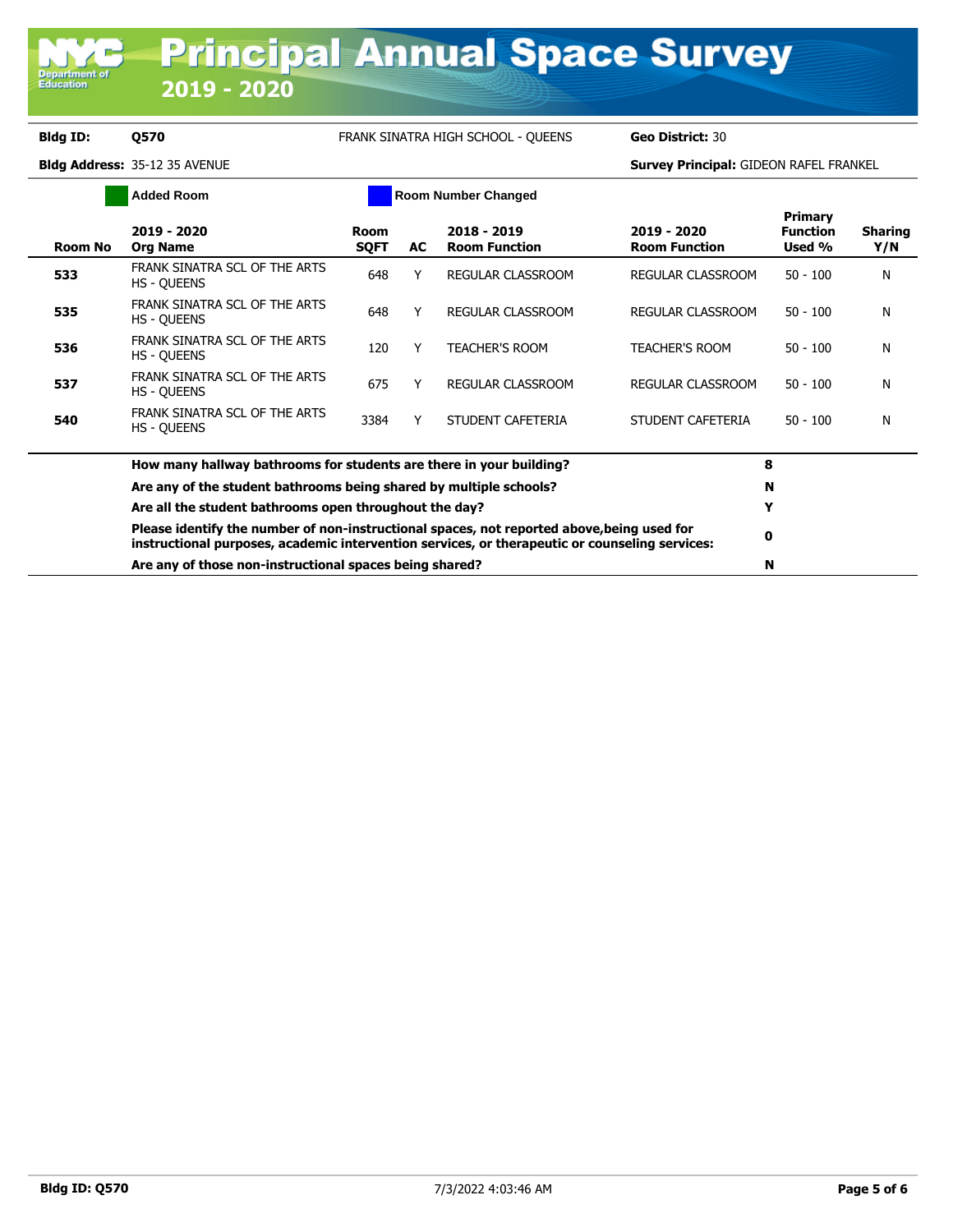# Principal Annual Space Survey 2019 - 2020

**Bldg ID:** Q570 FRANK SINATRA HIGH SCHOOL - QUEENS **Geo District:** 30

**Bldg Address:** 35-12 35 AVENUE **Survey Principal:** GIDEON RAFEL FRANKEL

Added Room | Room Number Changed

| Room No | 2019 - 2020 Org Name | Room SQFT | AC | 2018 - 2019 Room Function | 2019 - 2020 Room Function | Primary Function Used % | Sharing Y/N |
|---|---|---|---|---|---|---|---|
| **533** | FRANK SINATRA SCL OF THE ARTS HS - QUEENS | 648 | Y | REGULAR CLASSROOM | REGULAR CLASSROOM | 50 - 100 | N |
| **535** | FRANK SINATRA SCL OF THE ARTS HS - QUEENS | 648 | Y | REGULAR CLASSROOM | REGULAR CLASSROOM | 50 - 100 | N |
| **536** | FRANK SINATRA SCL OF THE ARTS HS - QUEENS | 120 | Y | TEACHER'S ROOM | TEACHER'S ROOM | 50 - 100 | N |
| **537** | FRANK SINATRA SCL OF THE ARTS HS - QUEENS | 675 | Y | REGULAR CLASSROOM | REGULAR CLASSROOM | 50 - 100 | N |
| **540** | FRANK SINATRA SCL OF THE ARTS HS - QUEENS | 3384 | Y | STUDENT CAFETERIA | STUDENT CAFETERIA | 50 - 100 | N |

| Question | Answer |
|---|---|
| **How many hallway bathrooms for students are there in your building?** | **8** |
| **Are any of the student bathrooms being shared by multiple schools?** | **N** |
| **Are all the student bathrooms open throughout the day?** | **Y** |
| **Please identify the number of non-instructional spaces, not reported above,being used for instructional purposes, academic intervention services, or therapeutic or counseling services:** | **0** |
| **Are any of those non-instructional spaces being shared?** | **N** |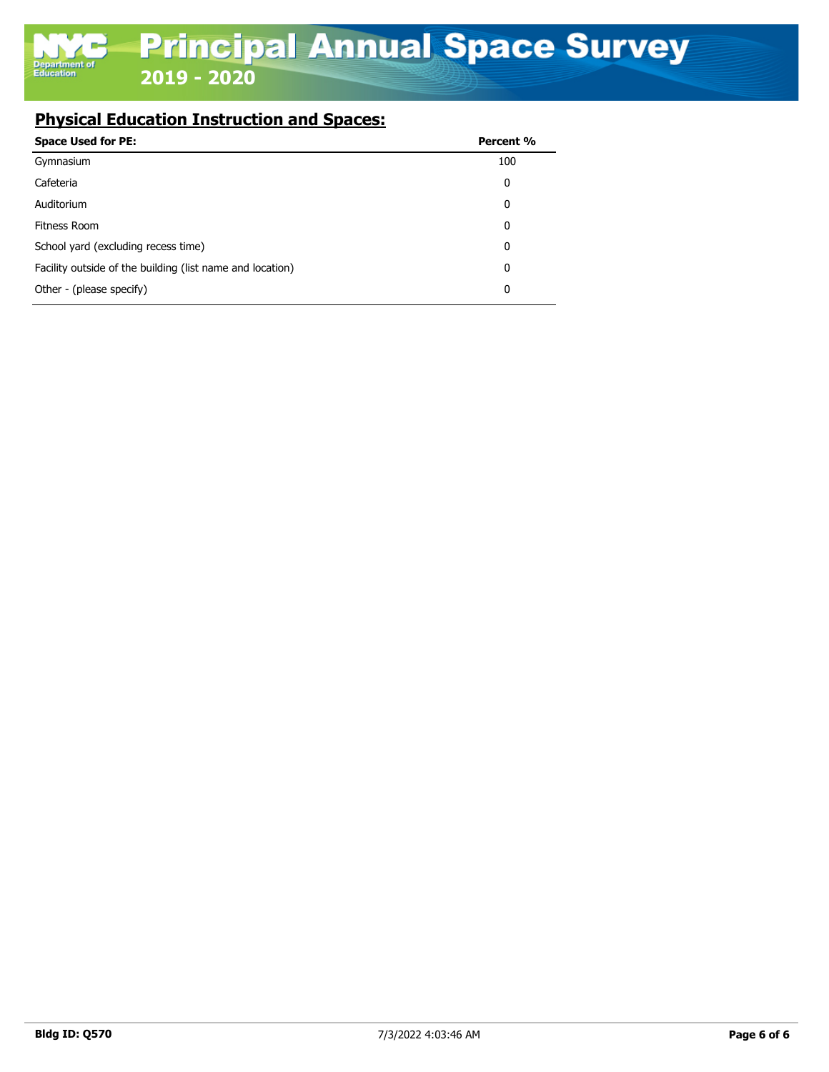## Physical Education Instruction and Spaces:

| Space Used for PE: | Percent % |
| --- | --- |
| Gymnasium | 100 |
| Cafeteria | 0 |
| Auditorium | 0 |
| Fitness Room | 0 |
| School yard (excluding recess time) | 0 |
| Facility outside of the building (list name and location) | 0 |
| Other - (please specify) | 0 |